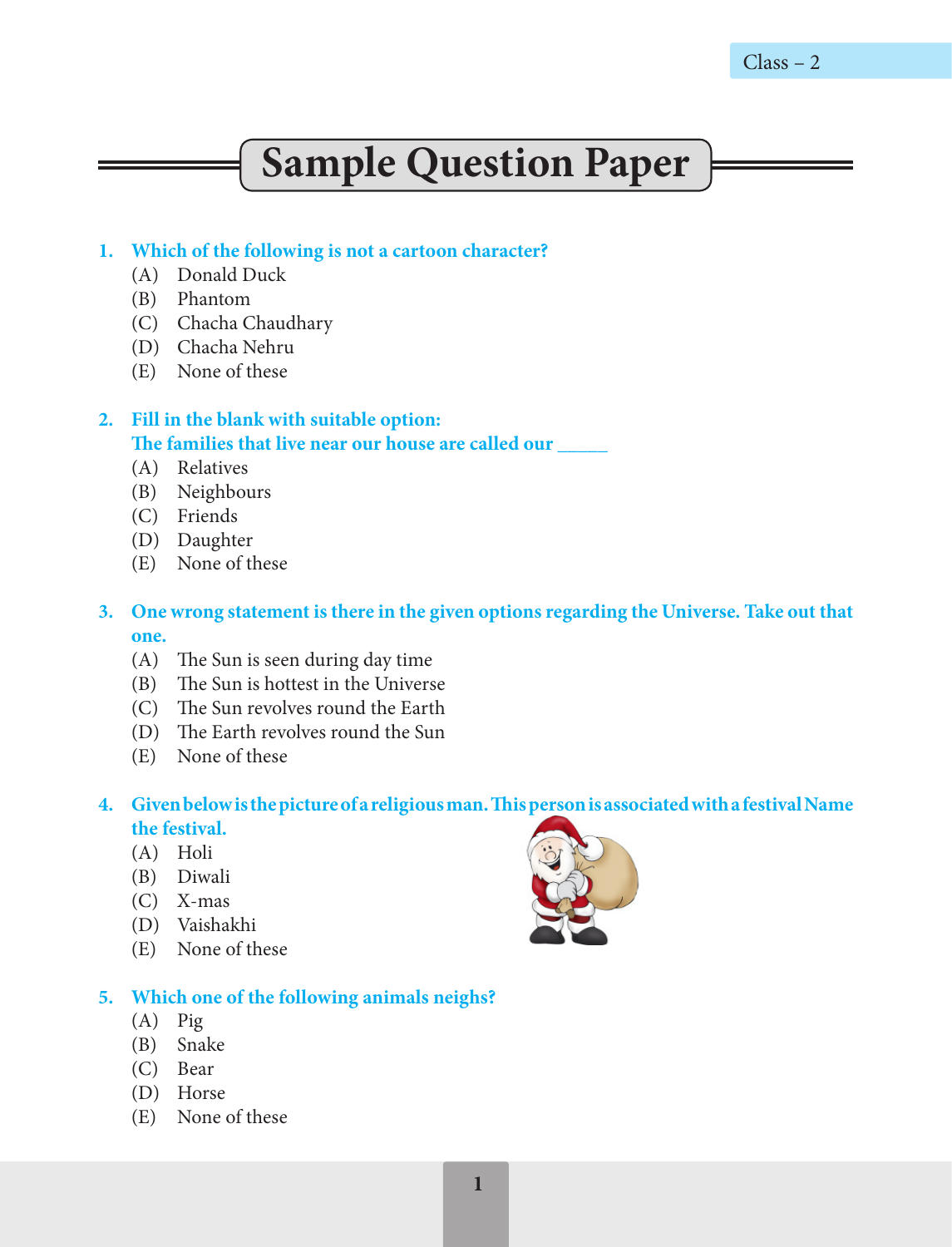# Sample Question Paper

**1. Which of the following is not a cartoon character?**

(A) Donald Duck
(B) Phantom
(C) Chacha Chaudhary
(D) Chacha Nehru
(E) None of these

**2. Fill in the blank with suitable option:**
**The families that live near our house are called our _____**

(A) Relatives
(B) Neighbours
(C) Friends
(D) Daughter
(E) None of these

**3. One wrong statement is there in the given options regarding the Universe. Take out that one.**

(A) The Sun is seen during day time
(B) The Sun is hottest in the Universe
(C) The Sun revolves round the Earth
(D) The Earth revolves round the Sun
(E) None of these

**4. Given below is the picture of a religious man. This person is associated with a festival Name the festival.**

(A) Holi
(B) Diwali
(C) X-mas
(D) Vaishakhi
(E) None of these

**5. Which one of the following animals neighs?**

(A) Pig
(B) Snake
(C) Bear
(D) Horse
(E) None of these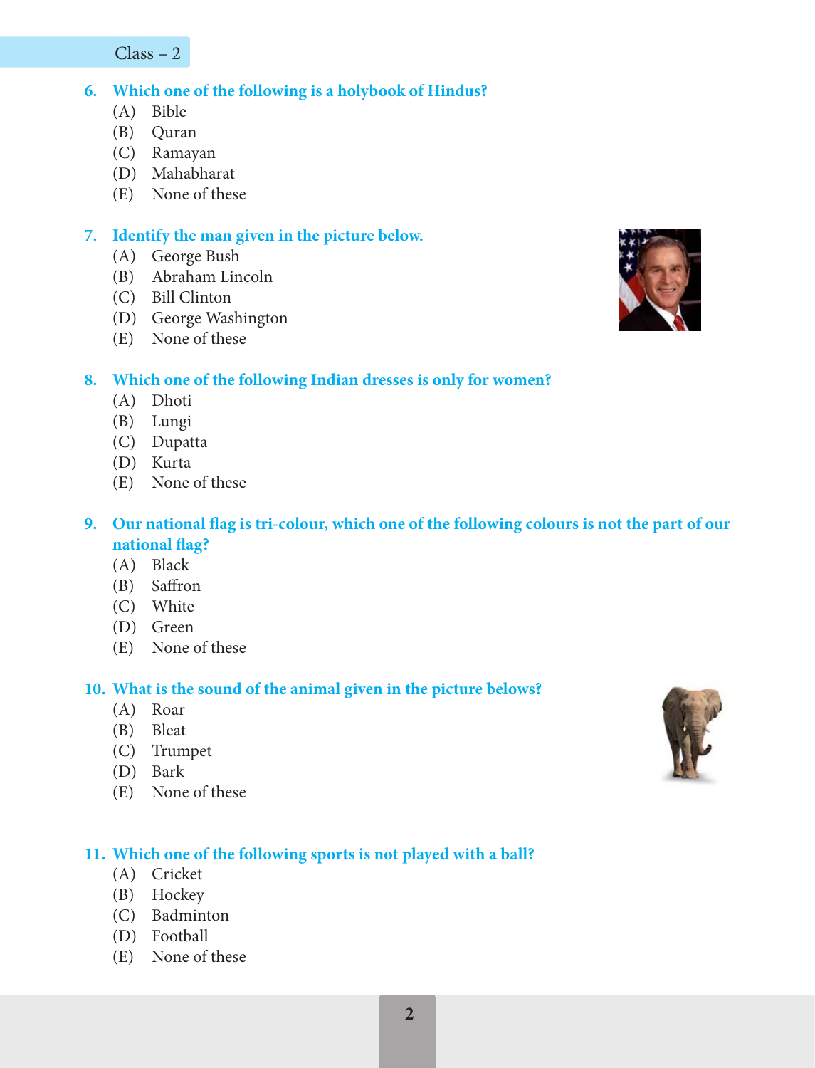6. **Which one of the following is a holybook of Hindus?**
   (A) Bible
   (B) Quran
   (C) Ramayan
   (D) Mahabharat
   (E) None of these

7. **Identify the man given in the picture below.**
   (A) George Bush
   (B) Abraham Lincoln
   (C) Bill Clinton
   (D) George Washington
   (E) None of these

8. **Which one of the following Indian dresses is only for women?**
   (A) Dhoti
   (B) Lungi
   (C) Dupatta
   (D) Kurta
   (E) None of these

9. **Our national flag is tri-colour, which one of the following colours is not the part of our national flag?**
   (A) Black
   (B) Saffron
   (C) White
   (D) Green
   (E) None of these

10. **What is the sound of the animal given in the picture belows?**
    (A) Roar
    (B) Bleat
    (C) Trumpet
    (D) Bark
    (E) None of these

11. **Which one of the following sports is not played with a ball?**
    (A) Cricket
    (B) Hockey
    (C) Badminton
    (D) Football
    (E) None of these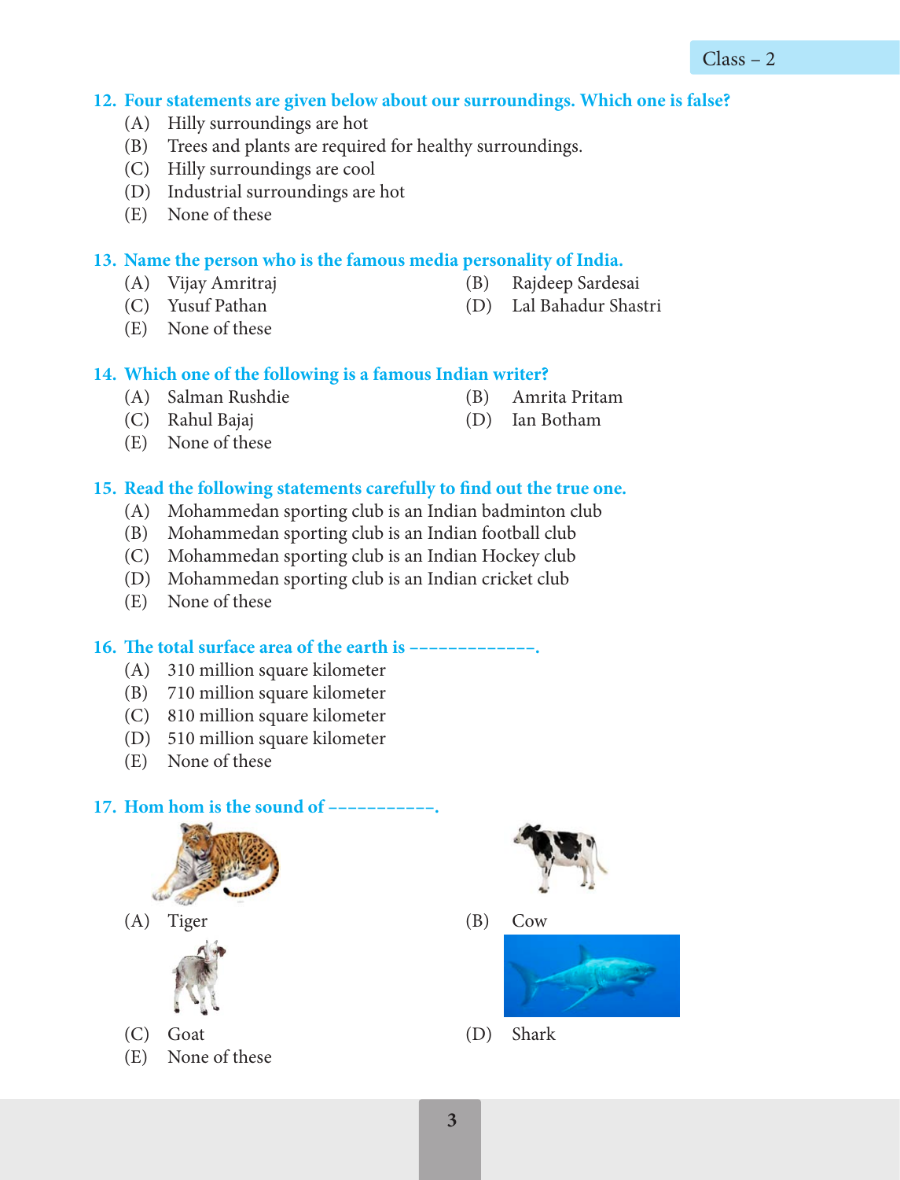**12. Four statements are given below about our surroundings. Which one is false?**

(A) Hilly surroundings are hot
(B) Trees and plants are required for healthy surroundings.
(C) Hilly surroundings are cool
(D) Industrial surroundings are hot
(E) None of these

**13. Name the person who is the famous media personality of India.**

(A) Vijay Amritraj
(B) Rajdeep Sardesai
(C) Yusuf Pathan
(D) Lal Bahadur Shastri
(E) None of these

**14. Which one of the following is a famous Indian writer?**

(A) Salman Rushdie
(B) Amrita Pritam
(C) Rahul Bajaj
(D) Ian Botham
(E) None of these

**15. Read the following statements carefully to find out the true one.**

(A) Mohammedan sporting club is an Indian badminton club
(B) Mohammedan sporting club is an Indian football club
(C) Mohammedan sporting club is an Indian Hockey club
(D) Mohammedan sporting club is an Indian cricket club
(E) None of these

**16. The total surface area of the earth is -------------.**

(A) 310 million square kilometer
(B) 710 million square kilometer
(C) 810 million square kilometer
(D) 510 million square kilometer
(E) None of these

**17. Hom hom is the sound of -----------.**

(A) Tiger
(B) Cow
(C) Goat
(D) Shark
(E) None of these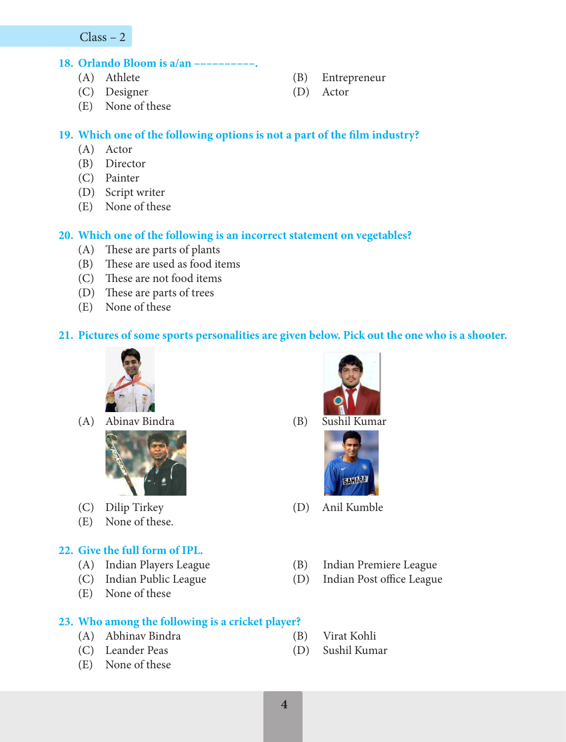Class – 2

**18. Orlando Bloom is a/an ----------.**

(A) Athlete
(B) Entrepreneur
(C) Designer
(D) Actor
(E) None of these

**19. Which one of the following options is not a part of the film industry?**

(A) Actor
(B) Director
(C) Painter
(D) Script writer
(E) None of these

**20. Which one of the following is an incorrect statement on vegetables?**

(A) These are parts of plants
(B) These are used as food items
(C) These are not food items
(D) These are parts of trees
(E) None of these

**21. Pictures of some sports personalities are given below. Pick out the one who is a shooter.**

(A) Abinav Bindra
(B) Sushil Kumar
(C) Dilip Tirkey
(D) Anil Kumble
(E) None of these.

**22. Give the full form of IPL.**

(A) Indian Players League
(B) Indian Premiere League
(C) Indian Public League
(D) Indian Post office League
(E) None of these

**23. Who among the following is a cricket player?**

(A) Abhinav Bindra
(B) Virat Kohli
(C) Leander Peas
(D) Sushil Kumar
(E) None of these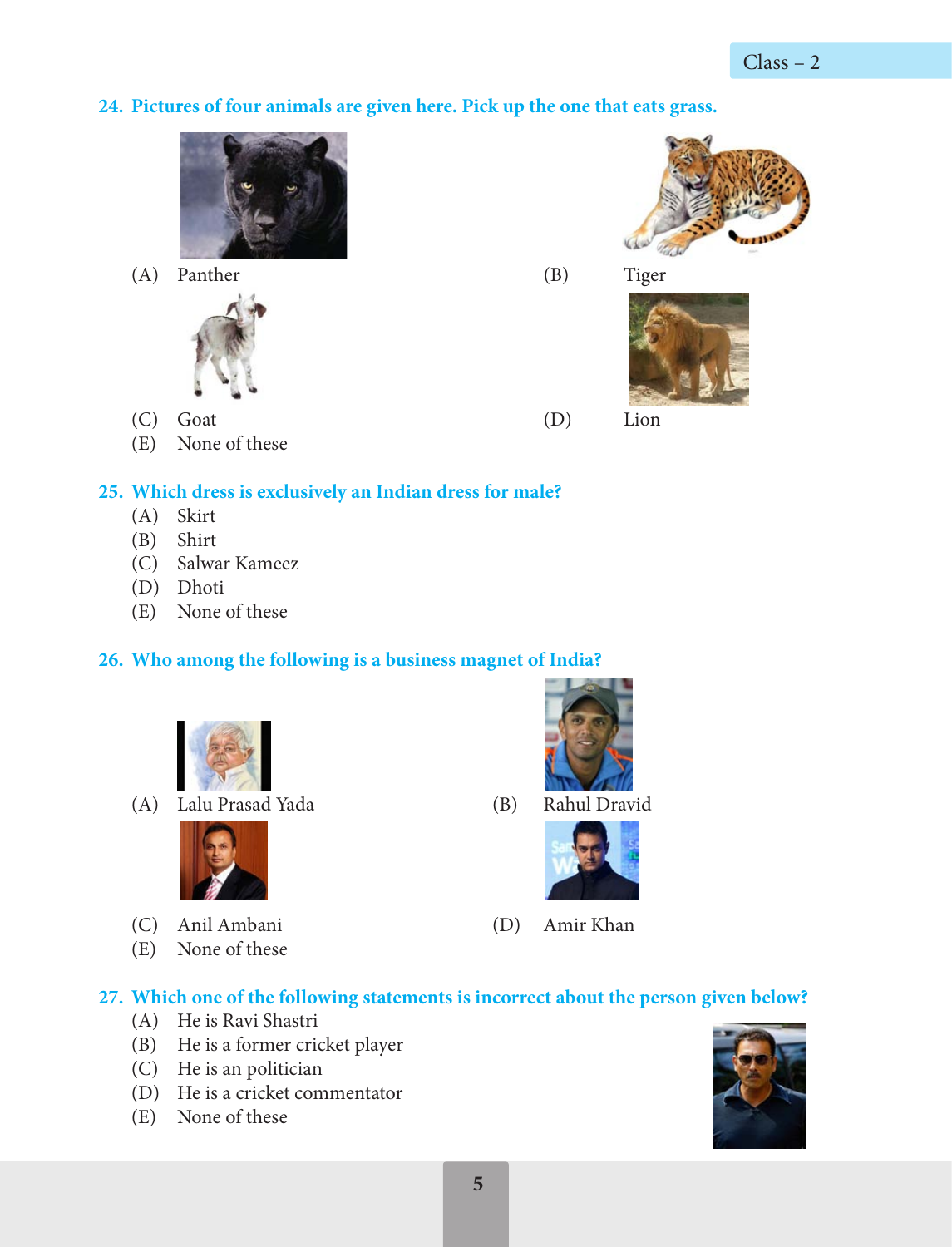**24. Pictures of four animals are given here. Pick up the one that eats grass.**

(A) Panther

(B) Tiger

(C) Goat

(D) Lion

(E) None of these

**25. Which dress is exclusively an Indian dress for male?**

(A) Skirt

(B) Shirt

(C) Salwar Kameez

(D) Dhoti

(E) None of these

**26. Who among the following is a business magnet of India?**

(A) Lalu Prasad Yada

(B) Rahul Dravid

(C) Anil Ambani

(D) Amir Khan

(E) None of these

**27. Which one of the following statements is incorrect about the person given below?**

(A) He is Ravi Shastri

(B) He is a former cricket player

(C) He is an politician

(D) He is a cricket commentator

(E) None of these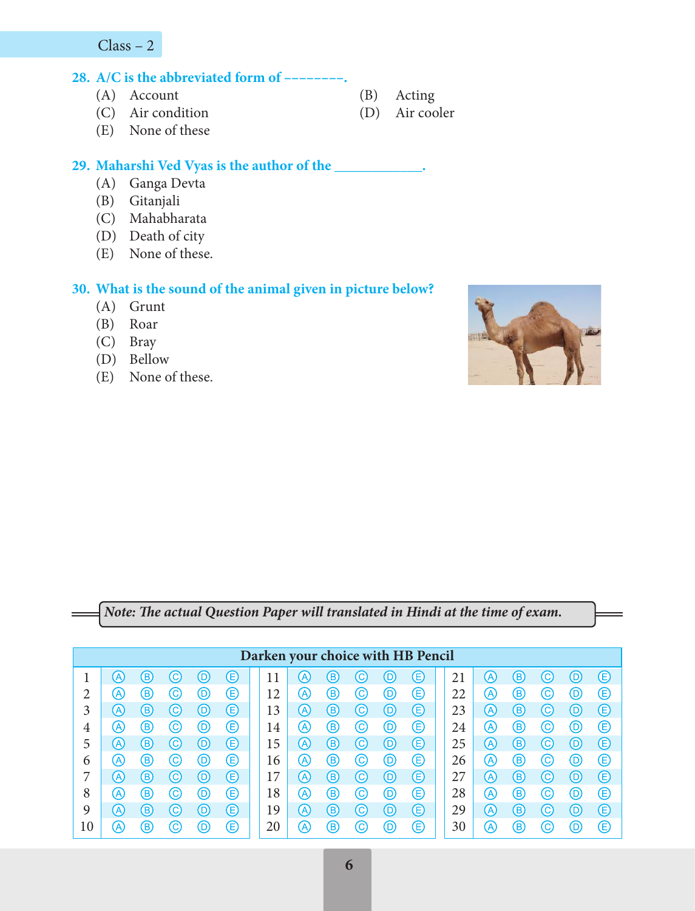**28. A/C is the abbreviated form of --------.**

(A) Account
(B) Acting
(C) Air condition
(D) Air cooler
(E) None of these

**29. Maharshi Ved Vyas is the author of the ____________.**

(A) Ganga Devta
(B) Gitanjali
(C) Mahabharata
(D) Death of city
(E) None of these.

**30. What is the sound of the animal given in picture below?**

(A) Grunt
(B) Roar
(C) Bray
(D) Bellow
(E) None of these.

*Note: The actual Question Paper will translated in Hindi at the time of exam.*

**Darken your choice with HB Pencil**

| | | | | | | | | | | | | | | | | | |
|---|---|---|---|---|---|---|---|---|---|---|---|---|---|---|---|---|---|
| 1 | Ⓐ | Ⓑ | Ⓒ | Ⓓ | Ⓔ | 11 | Ⓐ | Ⓑ | Ⓒ | Ⓓ | Ⓔ | 21 | Ⓐ | Ⓑ | Ⓒ | Ⓓ | Ⓔ |
| 2 | Ⓐ | Ⓑ | Ⓒ | Ⓓ | Ⓔ | 12 | Ⓐ | Ⓑ | Ⓒ | Ⓓ | Ⓔ | 22 | Ⓐ | Ⓑ | Ⓒ | Ⓓ | Ⓔ |
| 3 | Ⓐ | Ⓑ | Ⓒ | Ⓓ | Ⓔ | 13 | Ⓐ | Ⓑ | Ⓒ | Ⓓ | Ⓔ | 23 | Ⓐ | Ⓑ | Ⓒ | Ⓓ | Ⓔ |
| 4 | Ⓐ | Ⓑ | Ⓒ | Ⓓ | Ⓔ | 14 | Ⓐ | Ⓑ | Ⓒ | Ⓓ | Ⓔ | 24 | Ⓐ | Ⓑ | Ⓒ | Ⓓ | Ⓔ |
| 5 | Ⓐ | Ⓑ | Ⓒ | Ⓓ | Ⓔ | 15 | Ⓐ | Ⓑ | Ⓒ | Ⓓ | Ⓔ | 25 | Ⓐ | Ⓑ | Ⓒ | Ⓓ | Ⓔ |
| 6 | Ⓐ | Ⓑ | Ⓒ | Ⓓ | Ⓔ | 16 | Ⓐ | Ⓑ | Ⓒ | Ⓓ | Ⓔ | 26 | Ⓐ | Ⓑ | Ⓒ | Ⓓ | Ⓔ |
| 7 | Ⓐ | Ⓑ | Ⓒ | Ⓓ | Ⓔ | 17 | Ⓐ | Ⓑ | Ⓒ | Ⓓ | Ⓔ | 27 | Ⓐ | Ⓑ | Ⓒ | Ⓓ | Ⓔ |
| 8 | Ⓐ | Ⓑ | Ⓒ | Ⓓ | Ⓔ | 18 | Ⓐ | Ⓑ | Ⓒ | Ⓓ | Ⓔ | 28 | Ⓐ | Ⓑ | Ⓒ | Ⓓ | Ⓔ |
| 9 | Ⓐ | Ⓑ | Ⓒ | Ⓓ | Ⓔ | 19 | Ⓐ | Ⓑ | Ⓒ | Ⓓ | Ⓔ | 29 | Ⓐ | Ⓑ | Ⓒ | Ⓓ | Ⓔ |
| 10 | Ⓐ | Ⓑ | Ⓒ | Ⓓ | Ⓔ | 20 | Ⓐ | Ⓑ | Ⓒ | Ⓓ | Ⓔ | 30 | Ⓐ | Ⓑ | Ⓒ | Ⓓ | Ⓔ |